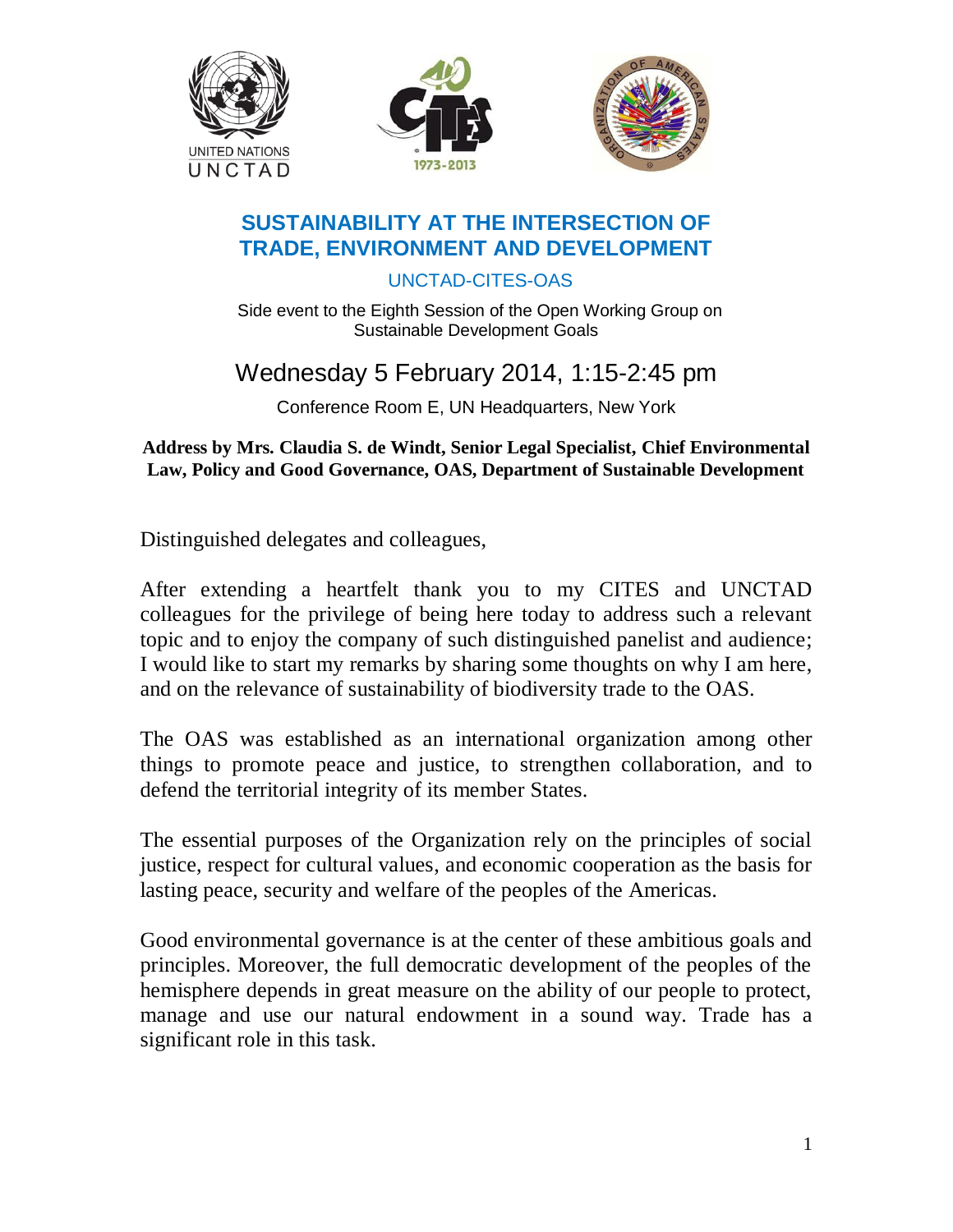# SUSTAINABILITY AT THE INTERSECTION OF TRADE, ENVIRONMENT AND DEVELOPMENT

UNCTAD-CITES-OAS

Side event to the Eighth Session of the Open Working Group on Sustainable Development Goals

## Wednesday 5 February 2014, 1:15-2:45 pm

Conference Room E, UN Headquarters, New York

**Address by Mrs. Claudia S. de Windt, Senior Legal Specialist, Chief Environmental Law, Policy and Good Governance, OAS, Department of Sustainable Development**

Distinguished delegates and colleagues,

After extending a heartfelt thank you to my CITES and UNCTAD colleagues for the privilege of being here today to address such a relevant topic and to enjoy the company of such distinguished panelist and audience; I would like to start my remarks by sharing some thoughts on why I am here, and on the relevance of sustainability of biodiversity trade to the OAS.

The OAS was established as an international organization among other things to promote peace and justice, to strengthen collaboration, and to defend the territorial integrity of its member States.

The essential purposes of the Organization rely on the principles of social justice, respect for cultural values, and economic cooperation as the basis for lasting peace, security and welfare of the peoples of the Americas.

Good environmental governance is at the center of these ambitious goals and principles. Moreover, the full democratic development of the peoples of the hemisphere depends in great measure on the ability of our people to protect, manage and use our natural endowment in a sound way. Trade has a significant role in this task.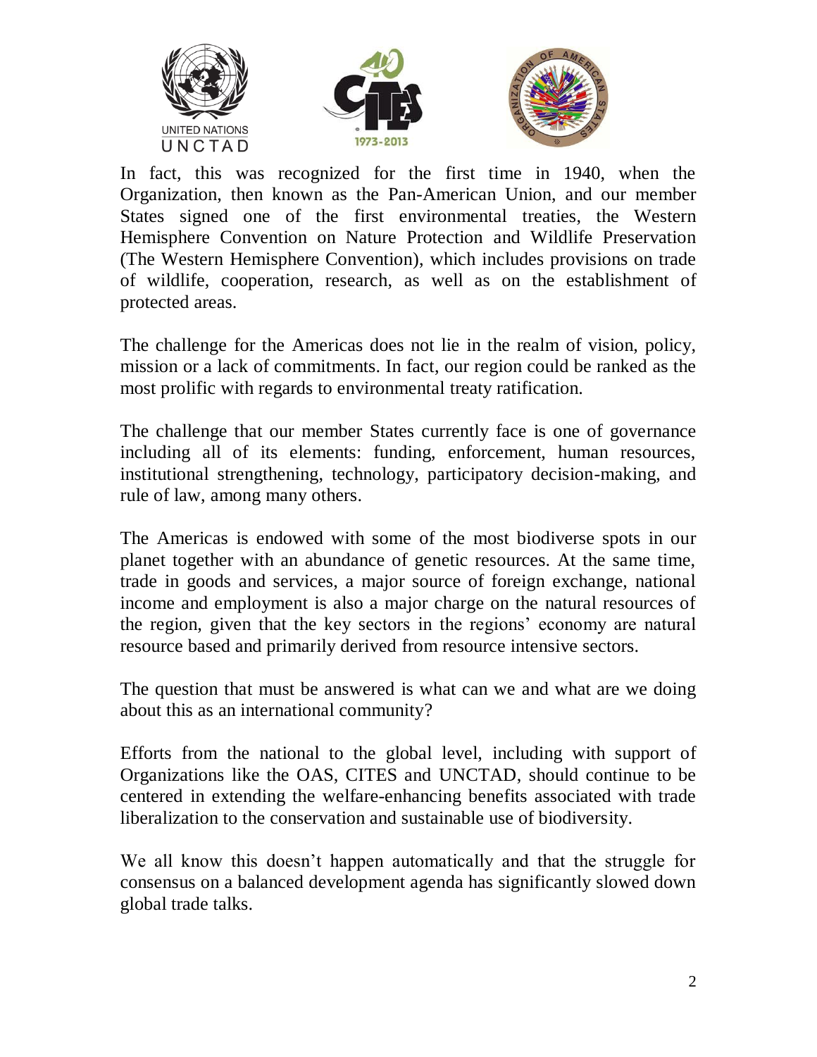In fact, this was recognized for the first time in 1940, when the Organization, then known as the Pan-American Union, and our member States signed one of the first environmental treaties, the Western Hemisphere Convention on Nature Protection and Wildlife Preservation (The Western Hemisphere Convention), which includes provisions on trade of wildlife, cooperation, research, as well as on the establishment of protected areas.

The challenge for the Americas does not lie in the realm of vision, policy, mission or a lack of commitments. In fact, our region could be ranked as the most prolific with regards to environmental treaty ratification.

The challenge that our member States currently face is one of governance including all of its elements: funding, enforcement, human resources, institutional strengthening, technology, participatory decision-making, and rule of law, among many others.

The Americas is endowed with some of the most biodiverse spots in our planet together with an abundance of genetic resources. At the same time, trade in goods and services, a major source of foreign exchange, national income and employment is also a major charge on the natural resources of the region, given that the key sectors in the regions' economy are natural resource based and primarily derived from resource intensive sectors.

The question that must be answered is what can we and what are we doing about this as an international community?

Efforts from the national to the global level, including with support of Organizations like the OAS, CITES and UNCTAD, should continue to be centered in extending the welfare-enhancing benefits associated with trade liberalization to the conservation and sustainable use of biodiversity.

We all know this doesn't happen automatically and that the struggle for consensus on a balanced development agenda has significantly slowed down global trade talks.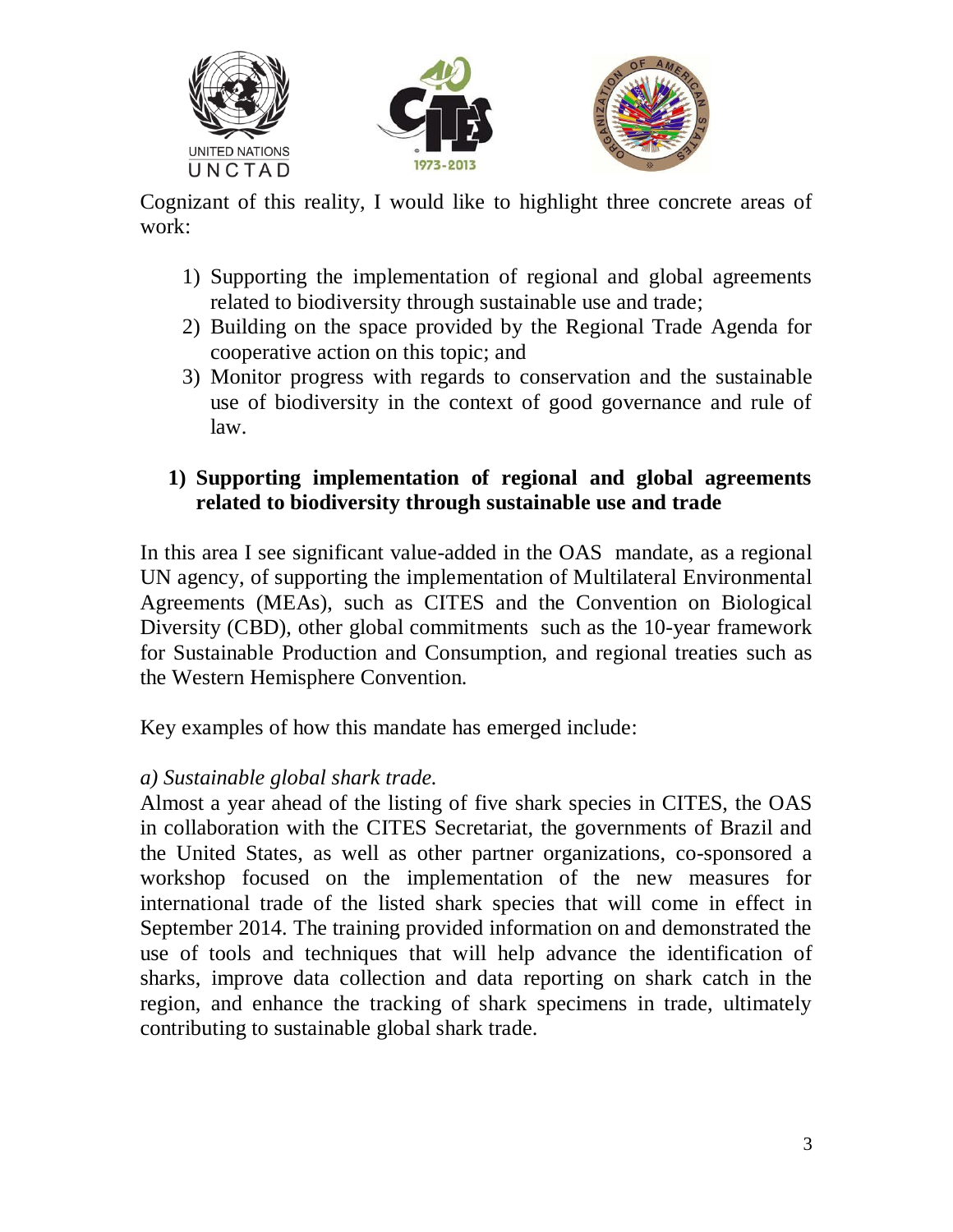Cognizant of this reality, I would like to highlight three concrete areas of work:

1) Supporting the implementation of regional and global agreements related to biodiversity through sustainable use and trade;
2) Building on the space provided by the Regional Trade Agenda for cooperative action on this topic; and
3) Monitor progress with regards to conservation and the sustainable use of biodiversity in the context of good governance and rule of law.

## 1) Supporting implementation of regional and global agreements related to biodiversity through sustainable use and trade

In this area I see significant value-added in the OAS mandate, as a regional UN agency, of supporting the implementation of Multilateral Environmental Agreements (MEAs), such as CITES and the Convention on Biological Diversity (CBD), other global commitments such as the 10-year framework for Sustainable Production and Consumption, and regional treaties such as the Western Hemisphere Convention.

Key examples of how this mandate has emerged include:

*a) Sustainable global shark trade.*

Almost a year ahead of the listing of five shark species in CITES, the OAS in collaboration with the CITES Secretariat, the governments of Brazil and the United States, as well as other partner organizations, co-sponsored a workshop focused on the implementation of the new measures for international trade of the listed shark species that will come in effect in September 2014. The training provided information on and demonstrated the use of tools and techniques that will help advance the identification of sharks, improve data collection and data reporting on shark catch in the region, and enhance the tracking of shark specimens in trade, ultimately contributing to sustainable global shark trade.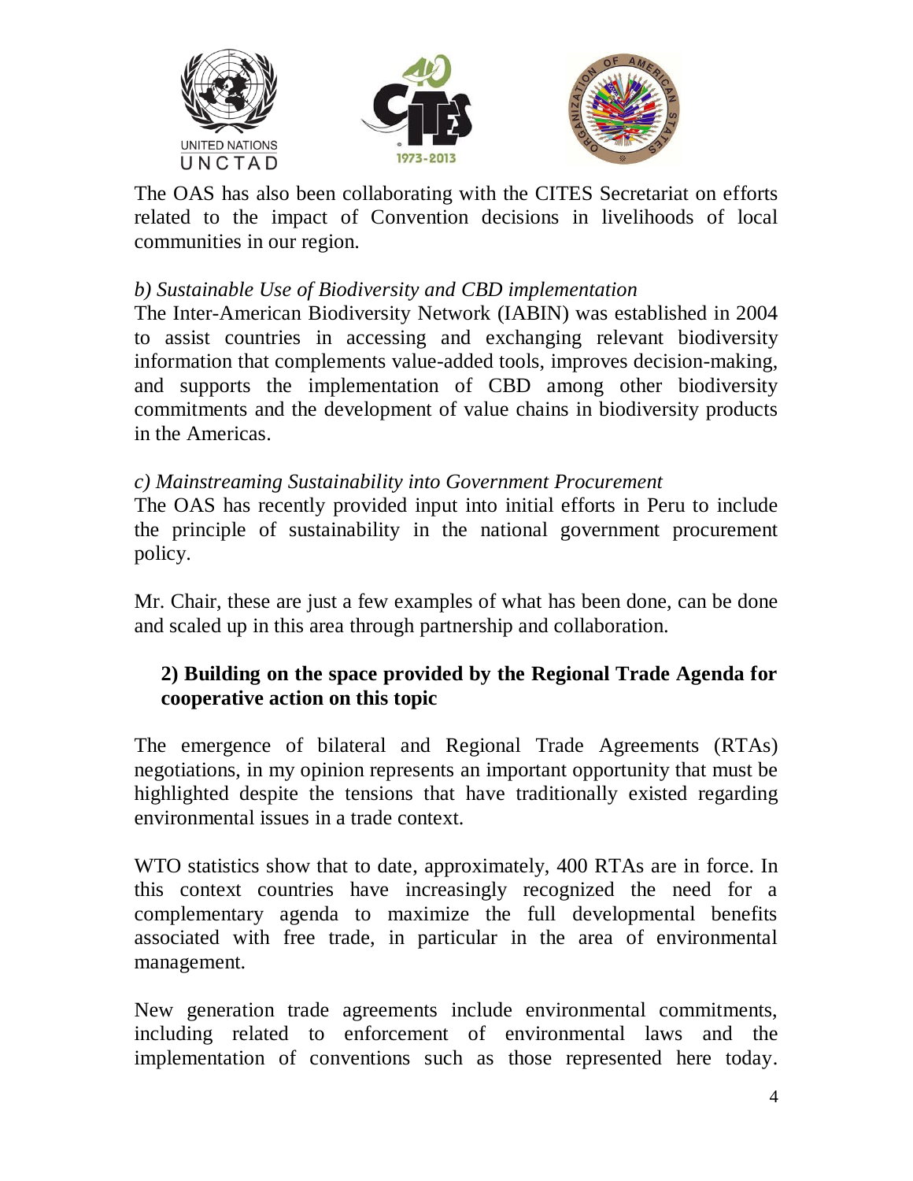The OAS has also been collaborating with the CITES Secretariat on efforts related to the impact of Convention decisions in livelihoods of local communities in our region.

*b) Sustainable Use of Biodiversity and CBD implementation*

The Inter-American Biodiversity Network (IABIN) was established in 2004 to assist countries in accessing and exchanging relevant biodiversity information that complements value-added tools, improves decision-making, and supports the implementation of CBD among other biodiversity commitments and the development of value chains in biodiversity products in the Americas.

*c) Mainstreaming Sustainability into Government Procurement*

The OAS has recently provided input into initial efforts in Peru to include the principle of sustainability in the national government procurement policy.

Mr. Chair, these are just a few examples of what has been done, can be done and scaled up in this area through partnership and collaboration.

**2) Building on the space provided by the Regional Trade Agenda for cooperative action on this topic**

The emergence of bilateral and Regional Trade Agreements (RTAs) negotiations, in my opinion represents an important opportunity that must be highlighted despite the tensions that have traditionally existed regarding environmental issues in a trade context.

WTO statistics show that to date, approximately, 400 RTAs are in force. In this context countries have increasingly recognized the need for a complementary agenda to maximize the full developmental benefits associated with free trade, in particular in the area of environmental management.

New generation trade agreements include environmental commitments, including related to enforcement of environmental laws and the implementation of conventions such as those represented here today.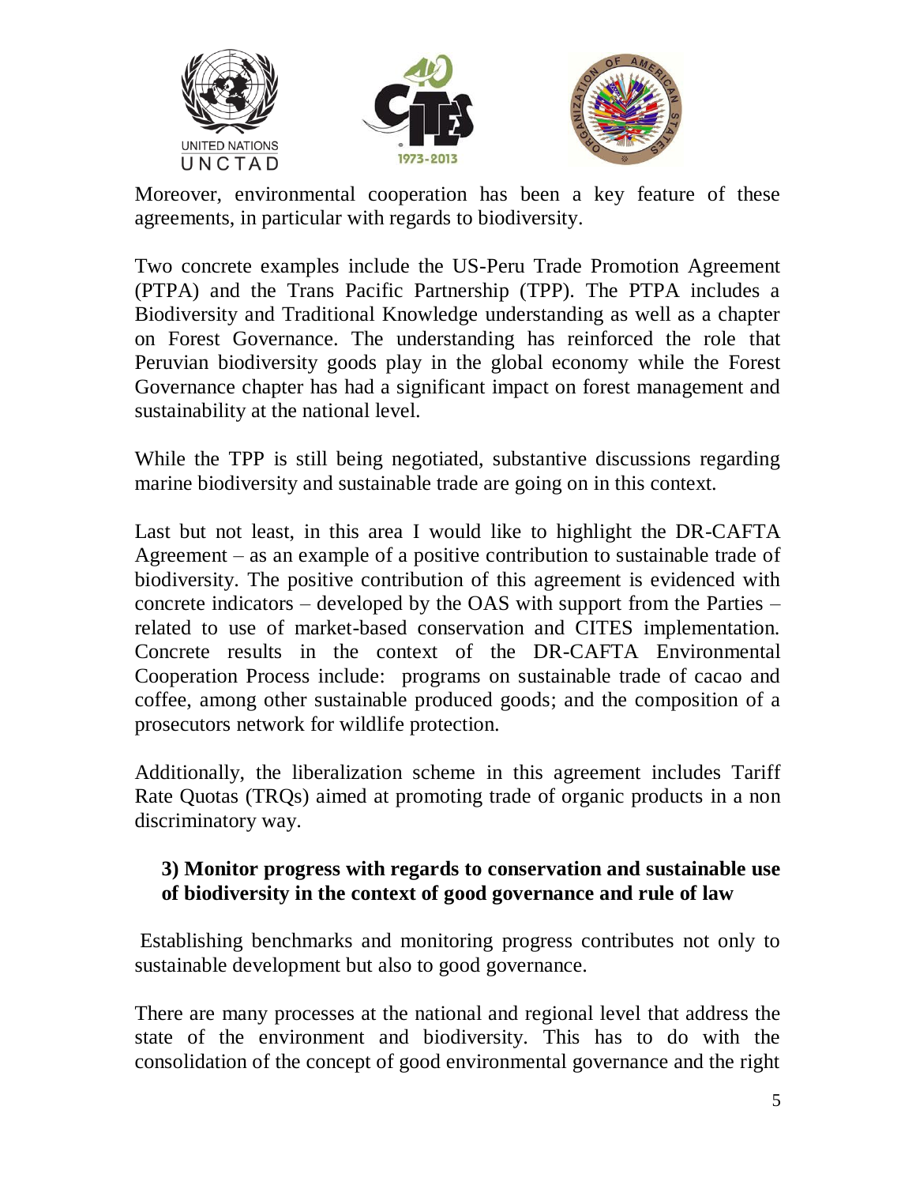Moreover, environmental cooperation has been a key feature of these agreements, in particular with regards to biodiversity.

Two concrete examples include the US-Peru Trade Promotion Agreement (PTPA) and the Trans Pacific Partnership (TPP). The PTPA includes a Biodiversity and Traditional Knowledge understanding as well as a chapter on Forest Governance. The understanding has reinforced the role that Peruvian biodiversity goods play in the global economy while the Forest Governance chapter has had a significant impact on forest management and sustainability at the national level.

While the TPP is still being negotiated, substantive discussions regarding marine biodiversity and sustainable trade are going on in this context.

Last but not least, in this area I would like to highlight the DR-CAFTA Agreement – as an example of a positive contribution to sustainable trade of biodiversity. The positive contribution of this agreement is evidenced with concrete indicators – developed by the OAS with support from the Parties – related to use of market-based conservation and CITES implementation. Concrete results in the context of the DR-CAFTA Environmental Cooperation Process include: programs on sustainable trade of cacao and coffee, among other sustainable produced goods; and the composition of a prosecutors network for wildlife protection.

Additionally, the liberalization scheme in this agreement includes Tariff Rate Quotas (TRQs) aimed at promoting trade of organic products in a non discriminatory way.

**3) Monitor progress with regards to conservation and sustainable use of biodiversity in the context of good governance and rule of law**

Establishing benchmarks and monitoring progress contributes not only to sustainable development but also to good governance.

There are many processes at the national and regional level that address the state of the environment and biodiversity. This has to do with the consolidation of the concept of good environmental governance and the right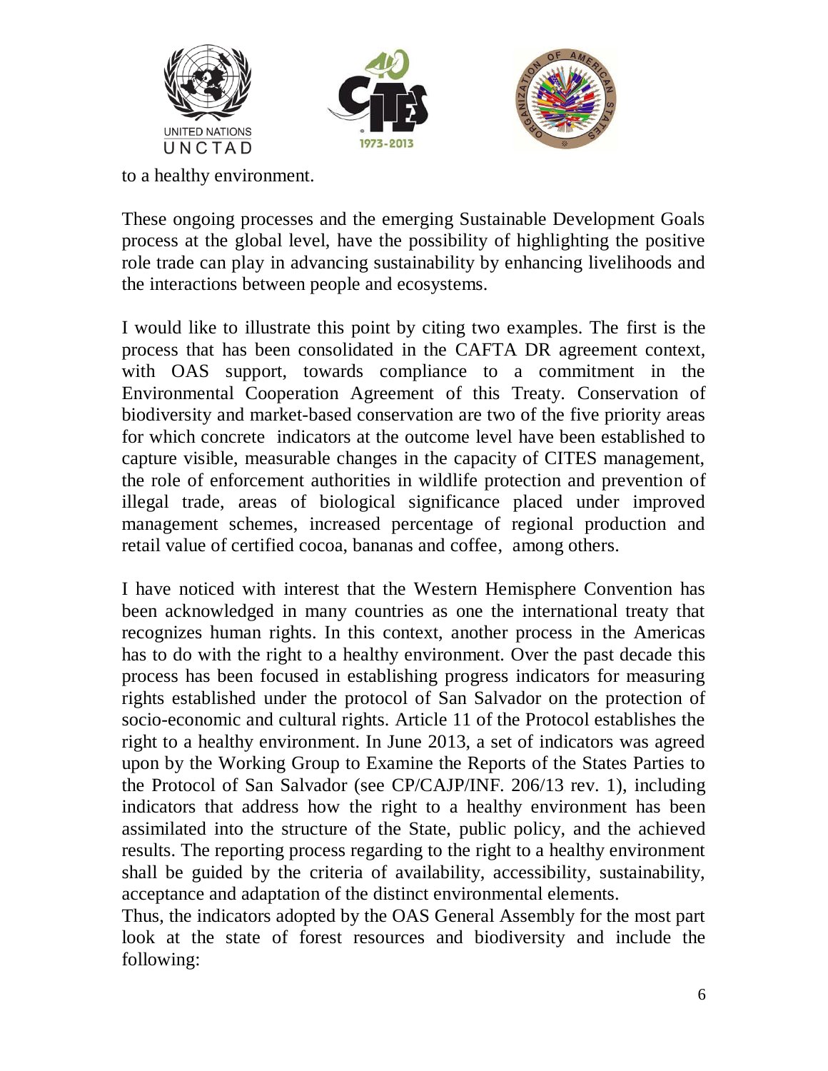to a healthy environment.

These ongoing processes and the emerging Sustainable Development Goals process at the global level, have the possibility of highlighting the positive role trade can play in advancing sustainability by enhancing livelihoods and the interactions between people and ecosystems.

I would like to illustrate this point by citing two examples. The first is the process that has been consolidated in the CAFTA DR agreement context, with OAS support, towards compliance to a commitment in the Environmental Cooperation Agreement of this Treaty. Conservation of biodiversity and market-based conservation are two of the five priority areas for which concrete indicators at the outcome level have been established to capture visible, measurable changes in the capacity of CITES management, the role of enforcement authorities in wildlife protection and prevention of illegal trade, areas of biological significance placed under improved management schemes, increased percentage of regional production and retail value of certified cocoa, bananas and coffee, among others.

I have noticed with interest that the Western Hemisphere Convention has been acknowledged in many countries as one the international treaty that recognizes human rights. In this context, another process in the Americas has to do with the right to a healthy environment. Over the past decade this process has been focused in establishing progress indicators for measuring rights established under the protocol of San Salvador on the protection of socio-economic and cultural rights. Article 11 of the Protocol establishes the right to a healthy environment. In June 2013, a set of indicators was agreed upon by the Working Group to Examine the Reports of the States Parties to the Protocol of San Salvador (see CP/CAJP/INF. 206/13 rev. 1), including indicators that address how the right to a healthy environment has been assimilated into the structure of the State, public policy, and the achieved results. The reporting process regarding to the right to a healthy environment shall be guided by the criteria of availability, accessibility, sustainability, acceptance and adaptation of the distinct environmental elements.

Thus, the indicators adopted by the OAS General Assembly for the most part look at the state of forest resources and biodiversity and include the following: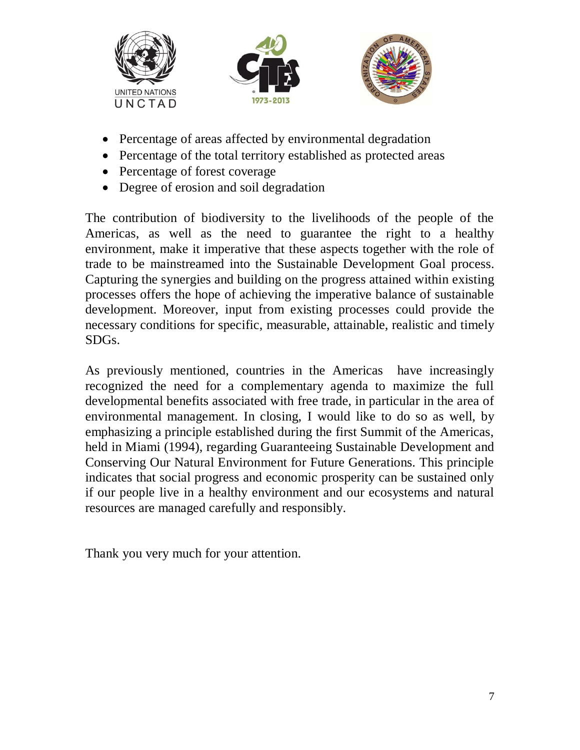- Percentage of areas affected by environmental degradation
- Percentage of the total territory established as protected areas
- Percentage of forest coverage
- Degree of erosion and soil degradation

The contribution of biodiversity to the livelihoods of the people of the Americas, as well as the need to guarantee the right to a healthy environment, make it imperative that these aspects together with the role of trade to be mainstreamed into the Sustainable Development Goal process. Capturing the synergies and building on the progress attained within existing processes offers the hope of achieving the imperative balance of sustainable development. Moreover, input from existing processes could provide the necessary conditions for specific, measurable, attainable, realistic and timely SDGs.

As previously mentioned, countries in the Americas have increasingly recognized the need for a complementary agenda to maximize the full developmental benefits associated with free trade, in particular in the area of environmental management. In closing, I would like to do so as well, by emphasizing a principle established during the first Summit of the Americas, held in Miami (1994), regarding Guaranteeing Sustainable Development and Conserving Our Natural Environment for Future Generations. This principle indicates that social progress and economic prosperity can be sustained only if our people live in a healthy environment and our ecosystems and natural resources are managed carefully and responsibly.

Thank you very much for your attention.